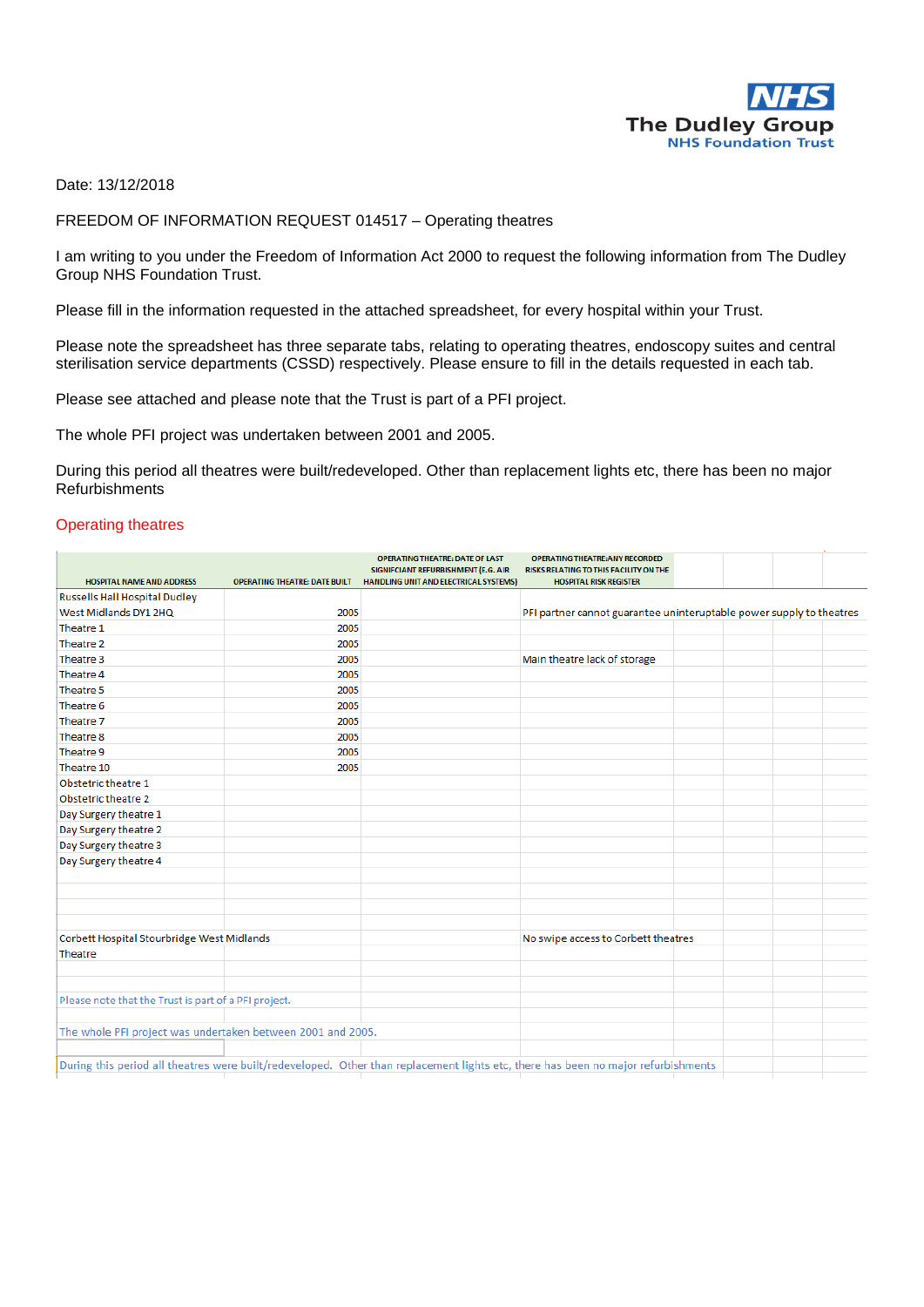The Dudley Group
NHS Foundation Trust

Date: 13/12/2018

FREEDOM OF INFORMATION REQUEST 014517 – Operating theatres

I am writing to you under the Freedom of Information Act 2000 to request the following information from The Dudley Group NHS Foundation Trust.

Please fill in the information requested in the attached spreadsheet, for every hospital within your Trust.

Please note the spreadsheet has three separate tabs, relating to operating theatres, endoscopy suites and central sterilisation service departments (CSSD) respectively. Please ensure to fill in the details requested in each tab.

Please see attached and please note that the Trust is part of a PFI project.

The whole PFI project was undertaken between 2001 and 2005.

During this period all theatres were built/redeveloped. Other than replacement lights etc, there has been no major Refurbishments

## Operating theatres

| HOSPITAL NAME AND ADDRESS | OPERATING THEATRE: DATE BUILT | OPERATING THEATRE: DATE OF LAST SIGNIFICANT REFURBISHMENT (E.G. AIR HANDLING UNIT AND ELECTRICAL SYSTEMS) | OPERATING THEATRE:ANY RECORDED RISKS RELATING TO THIS FACILITY ON THE HOSPITAL RISK REGISTER |
|---|---|---|---|
| Russells Hall Hospital Dudley | | | |
| West Midlands DY1 2HQ | 2005 | | PFI partner cannot guarantee uninteruptable power supply to theatres |
| Theatre 1 | 2005 | | |
| Theatre 2 | 2005 | | |
| Theatre 3 | 2005 | | Main theatre lack of storage |
| Theatre 4 | 2005 | | |
| Theatre 5 | 2005 | | |
| Theatre 6 | 2005 | | |
| Theatre 7 | 2005 | | |
| Theatre 8 | 2005 | | |
| Theatre 9 | 2005 | | |
| Theatre 10 | 2005 | | |
| Obstetric theatre 1 | | | |
| Obstetric theatre 2 | | | |
| Day Surgery theatre 1 | | | |
| Day Surgery theatre 2 | | | |
| Day Surgery theatre 3 | | | |
| Day Surgery theatre 4 | | | |
| | | | |
| Corbett Hospital Stourbridge West Midlands | | | No swipe access to Corbett theatres |
| Theatre | | | |
| | | | |
| Please note that the Trust is part of a PFI project. | | | |
| The whole PFI project was undertaken between 2001 and 2005. | | | |
| During this period all theatres were built/redeveloped. Other than replacement lights etc, there has been no major refurbishments | | | |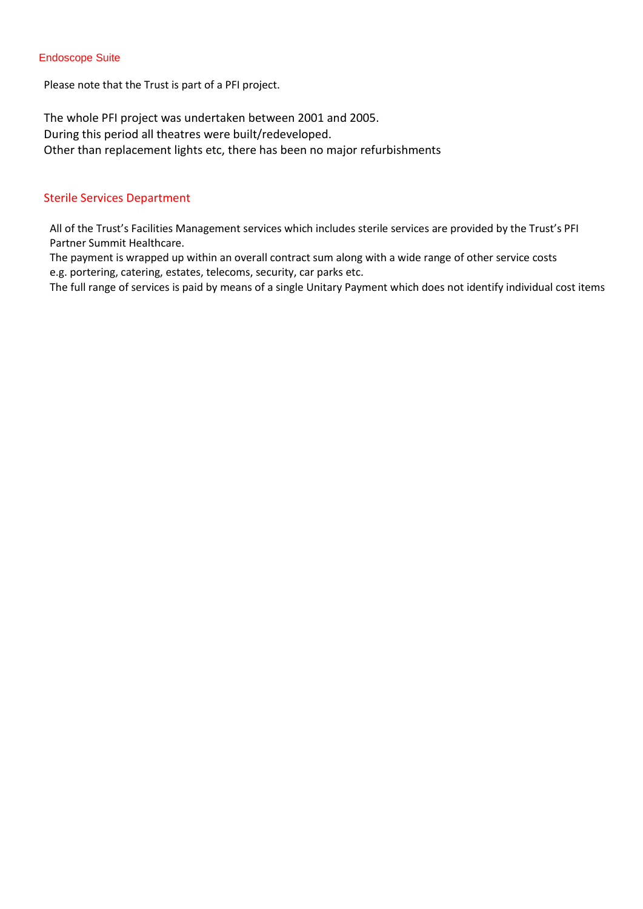## Endoscope Suite

Please note that the Trust is part of a PFI project.

The whole PFI project was undertaken between 2001 and 2005.
During this period all theatres were built/redeveloped.
Other than replacement lights etc, there has been no major refurbishments

## Sterile Services Department

All of the Trust's Facilities Management services which includes sterile services are provided by the Trust's PFI Partner Summit Healthcare.
The payment is wrapped up within an overall contract sum along with a wide range of other service costs e.g. portering, catering, estates, telecoms, security, car parks etc.
The full range of services is paid by means of a single Unitary Payment which does not identify individual cost items